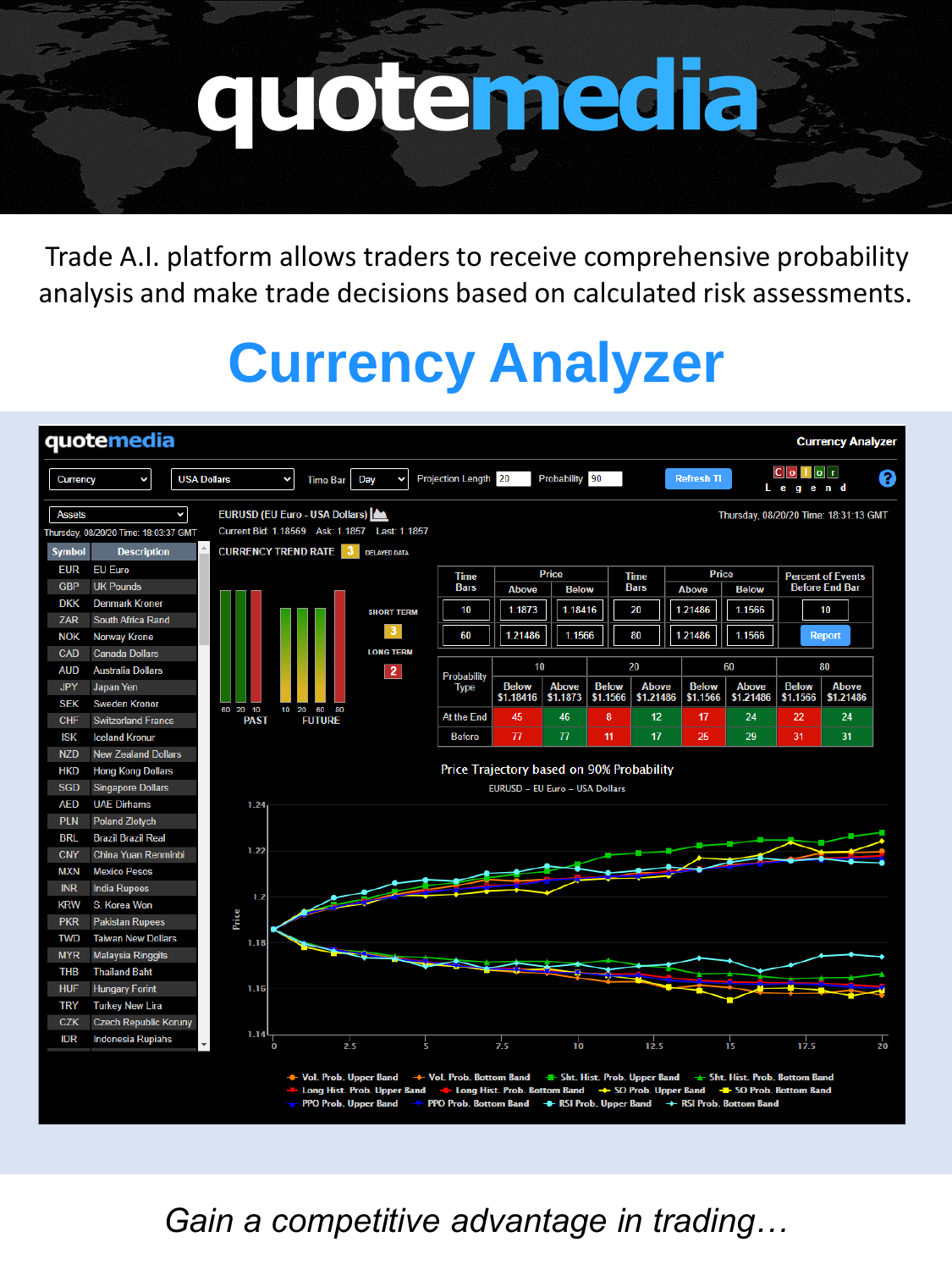# quotemedia

Trade A.I. platform allows traders to receive comprehensive probability analysis and make trade decisions based on calculated risk assessments.

## Currency Analyzer

*Gain a competitive advantage in trading…*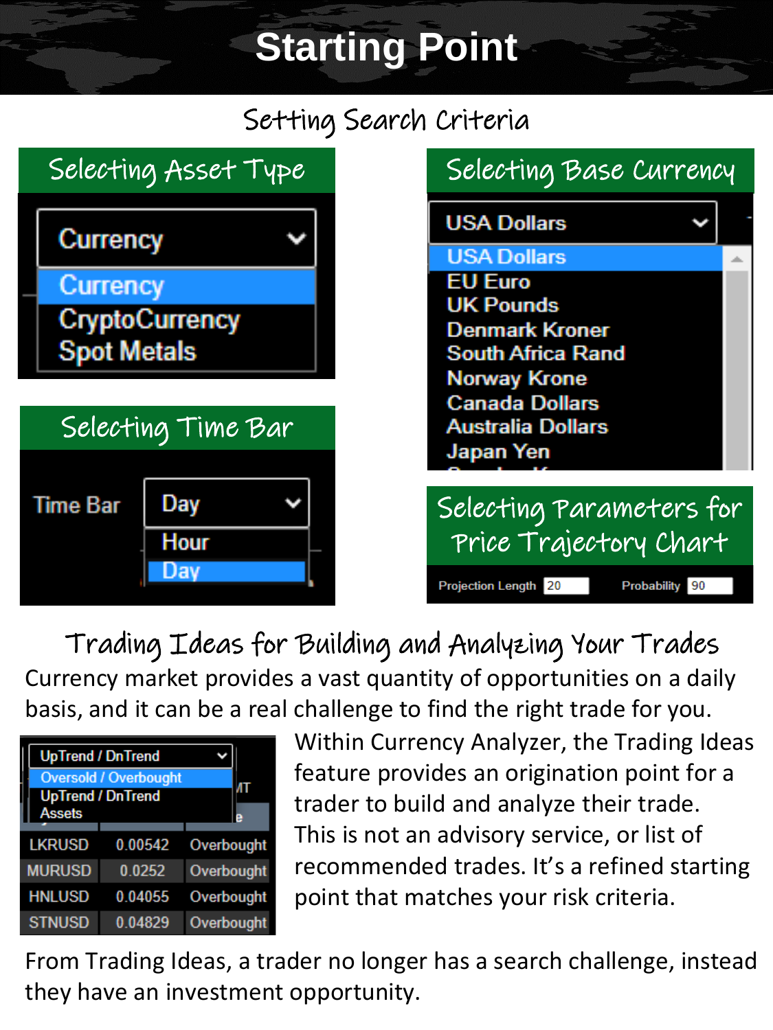# Starting Point

## Setting Search Criteria

### Selecting Asset Type

Currency
- Currency
- CryptoCurrency
- Spot Metals

### Selecting Base Currency

USA Dollars
- USA Dollars
- EU Euro
- UK Pounds
- Denmark Kroner
- South Africa Rand
- Norway Krone
- Canada Dollars
- Australia Dollars
- Japan Yen

### Selecting Time Bar

Time Bar: Day
- Hour
- Day

### Selecting Parameters for Price Trajectory Chart

Projection Length 20 Probability 90

## Trading Ideas for Building and Analyzing Your Trades

Currency market provides a vast quantity of opportunities on a daily basis, and it can be a real challenge to find the right trade for you.

UpTrend / DnTrend
- Oversold / Overbought
- UpTrend / DnTrend
- Assets

| | | |
|---|---|---|
| LKRUSD | 0.00542 | Overbought |
| MURUSD | 0.0252 | Overbought |
| HNLUSD | 0.04055 | Overbought |
| STNUSD | 0.04829 | Overbought |

Within Currency Analyzer, the Trading Ideas feature provides an origination point for a trader to build and analyze their trade. This is not an advisory service, or list of recommended trades. It's a refined starting point that matches your risk criteria.

From Trading Ideas, a trader no longer has a search challenge, instead they have an investment opportunity.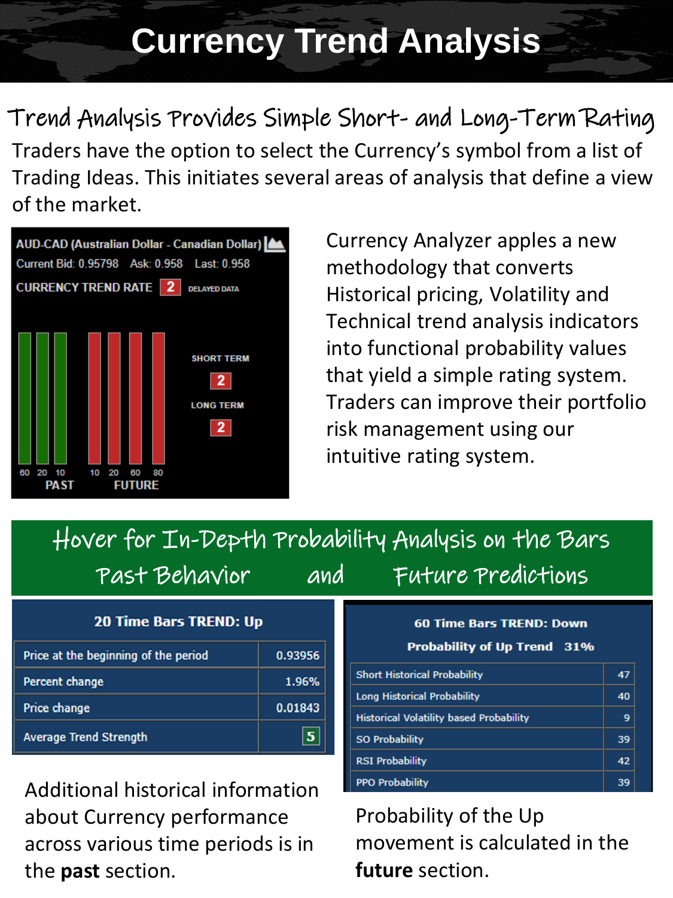# Currency Trend Analysis

## Trend Analysis Provides Simple Short- and Long-Term Rating

Traders have the option to select the Currency's symbol from a list of Trading Ideas. This initiates several areas of analysis that define a view of the market.

AUD-CAD (Australian Dollar - Canadian Dollar)

Current Bid: 0.95798 Ask: 0.958 Last: 0.958

CURRENCY TREND RATE 2 DELAYED DATA

SHORT TERM 2

LONG TERM 2

60 20 10 PAST | 10 20 60 80 FUTURE

Currency Analyzer apples a new methodology that converts Historical pricing, Volatility and Technical trend analysis indicators into functional probability values that yield a simple rating system. Traders can improve their portfolio risk management using our intuitive rating system.

## Hover for In-Depth Probability Analysis on the Bars Past Behavior and Future Predictions

**20 Time Bars TREND: Up**

| Item | Value |
|---|---|
| Price at the beginning of the period | 0.93956 |
| Percent change | 1.96% |
| Price change | 0.01843 |
| Average Trend Strength | 5 |

**60 Time Bars TREND: Down**

**Probability of Up Trend 31%**

| Item | Value |
|---|---|
| Short Historical Probability | 47 |
| Long Historical Probability | 40 |
| Historical Volatility based Probability | 9 |
| SO Probability | 39 |
| RSI Probability | 42 |
| PPO Probability | 39 |

Additional historical information about Currency performance across various time periods is in the **past** section.

Probability of the Up movement is calculated in the **future** section.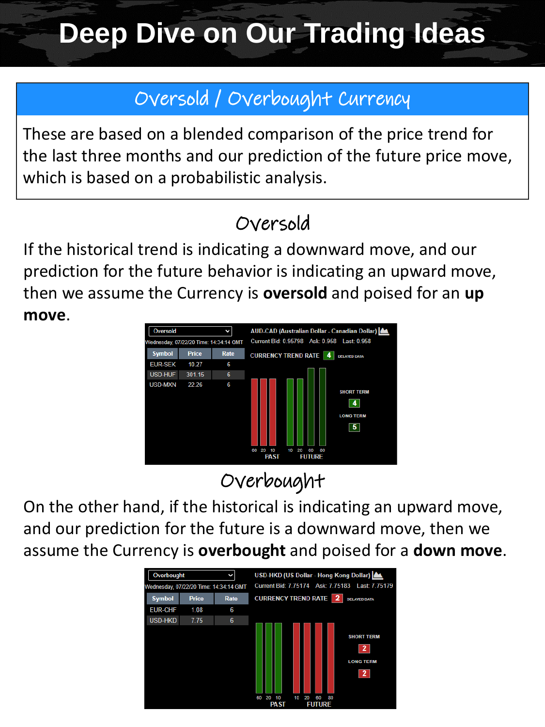# Deep Dive on Our Trading Ideas

## Oversold / Overbought Currency

These are based on a blended comparison of the price trend for the last three months and our prediction of the future price move, which is based on a probabilistic analysis.

### Oversold

If the historical trend is indicating a downward move, and our prediction for the future behavior is indicating an upward move, then we assume the Currency is **oversold** and poised for an **up move**.

Oversold

Wednesday, 07/22/20 Time: 14:34:14 GMT

| Symbol | Price | Rate |
|---|---|---|
| EUR-SEK | 10.27 | 6 |
| USD-HUF | 301.15 | 6 |
| USD-MXN | 22.26 | 6 |

AUD-CAD (Australian Dollar - Canadian Dollar)

Current Bid: 0.95798 Ask: 0.958 Last: 0.958

CURRENCY TREND RATE 4 DELAYED DATA

SHORT TERM 4

LONG TERM 5

60 20 10 PAST — 10 20 60 80 FUTURE

### Overbought

On the other hand, if the historical is indicating an upward move, and our prediction for the future is a downward move, then we assume the Currency is **overbought** and poised for a **down move**.

Overbought

Wednesday, 07/22/20 Time: 14:34:14 GMT

| Symbol | Price | Rate |
|---|---|---|
| EUR-CHF | 1.08 | 6 |
| USD-HKD | 7.75 | 6 |

USD-HKD (US Dollar - Hong Kong Dollar)

Current Bid: 7.75174 Ask: 7.75183 Last: 7.75179

CURRENCY TREND RATE 2 DELAYED DATA

SHORT TERM 2

LONG TERM 2

60 20 10 PAST — 10 20 60 80 FUTURE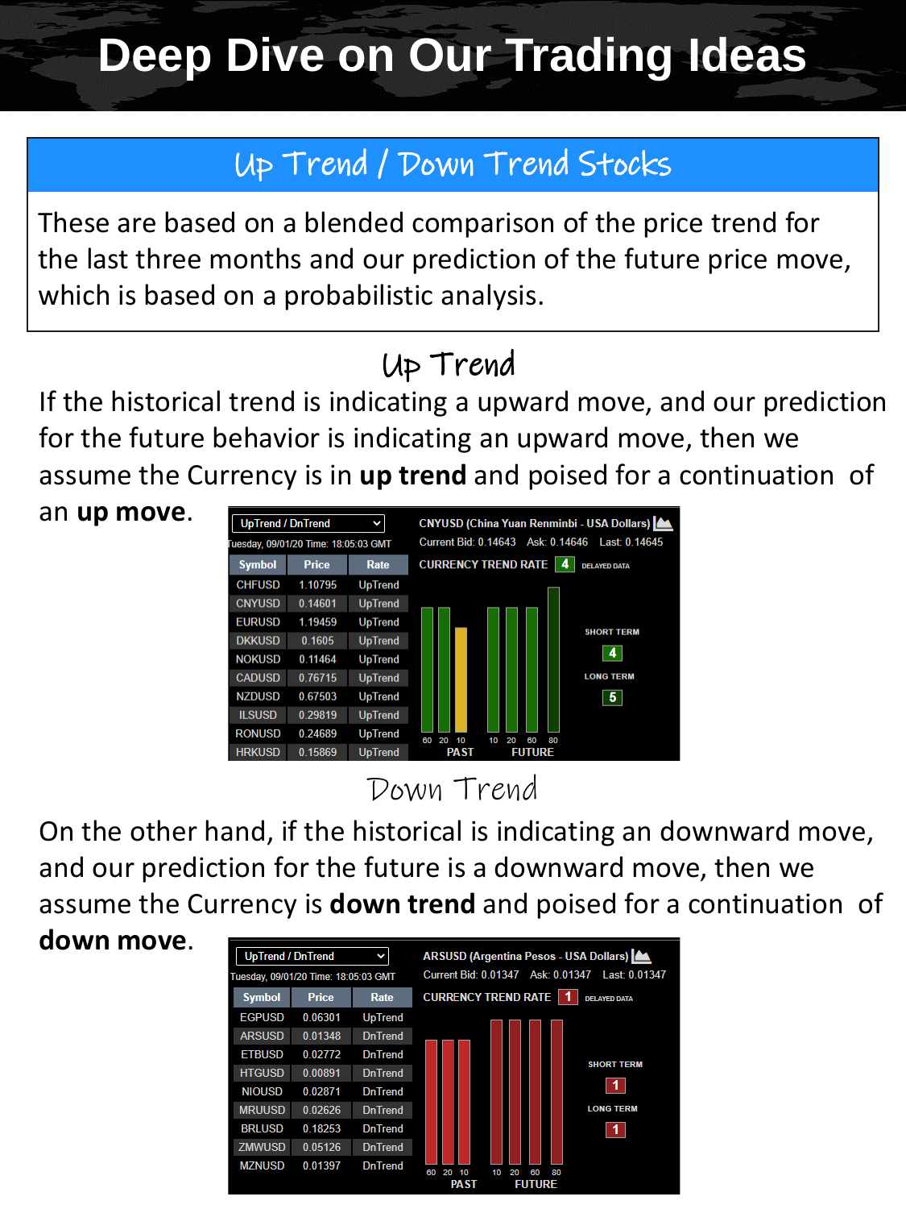# Deep Dive on Our Trading Ideas

## Up Trend / Down Trend Stocks

These are based on a blended comparison of the price trend for the last three months and our prediction of the future price move, which is based on a probabilistic analysis.

### Up Trend

If the historical trend is indicating a upward move, and our prediction for the future behavior is indicating an upward move, then we assume the Currency is in **up trend** and poised for a continuation of an **up move**.

UpTrend / DnTrend

Tuesday, 09/01/20 Time: 18:05:03 GMT

| Symbol | Price | Rate |
|---|---|---|
| CHFUSD | 1.10795 | UpTrend |
| CNYUSD | 0.14601 | UpTrend |
| EURUSD | 1.19459 | UpTrend |
| DKKUSD | 0.1605 | UpTrend |
| NOKUSD | 0.11464 | UpTrend |
| CADUSD | 0.76715 | UpTrend |
| NZDUSD | 0.67503 | UpTrend |
| ILSUSD | 0.29819 | UpTrend |
| RONUSD | 0.24689 | UpTrend |
| HRKUSD | 0.15869 | UpTrend |

CNYUSD (China Yuan Renminbi - USA Dollars)

Current Bid: 0.14643 Ask: 0.14646 Last: 0.14645

CURRENCY TREND RATE 4 DELAYED DATA

SHORT TERM 4

LONG TERM 5

60 20 10 PAST 10 20 60 80 FUTURE

### Down Trend

On the other hand, if the historical is indicating an downward move, and our prediction for the future is a downward move, then we assume the Currency is **down trend** and poised for a continuation of **down move**.

UpTrend / DnTrend

Tuesday, 09/01/20 Time: 18:05:03 GMT

| Symbol | Price | Rate |
|---|---|---|
| EGPUSD | 0.06301 | UpTrend |
| ARSUSD | 0.01348 | DnTrend |
| ETBUSD | 0.02772 | DnTrend |
| HTGUSD | 0.00891 | DnTrend |
| NIOUSD | 0.02871 | DnTrend |
| MRUUSD | 0.02626 | DnTrend |
| BRLUSD | 0.18253 | DnTrend |
| ZMWUSD | 0.05126 | DnTrend |
| MZNUSD | 0.01397 | DnTrend |

ARSUSD (Argentina Pesos - USA Dollars)

Current Bid: 0.01347 Ask: 0.01347 Last: 0.01347

CURRENCY TREND RATE 1 DELAYED DATA

SHORT TERM 1

LONG TERM 1

60 20 10 PAST 10 20 60 80 FUTURE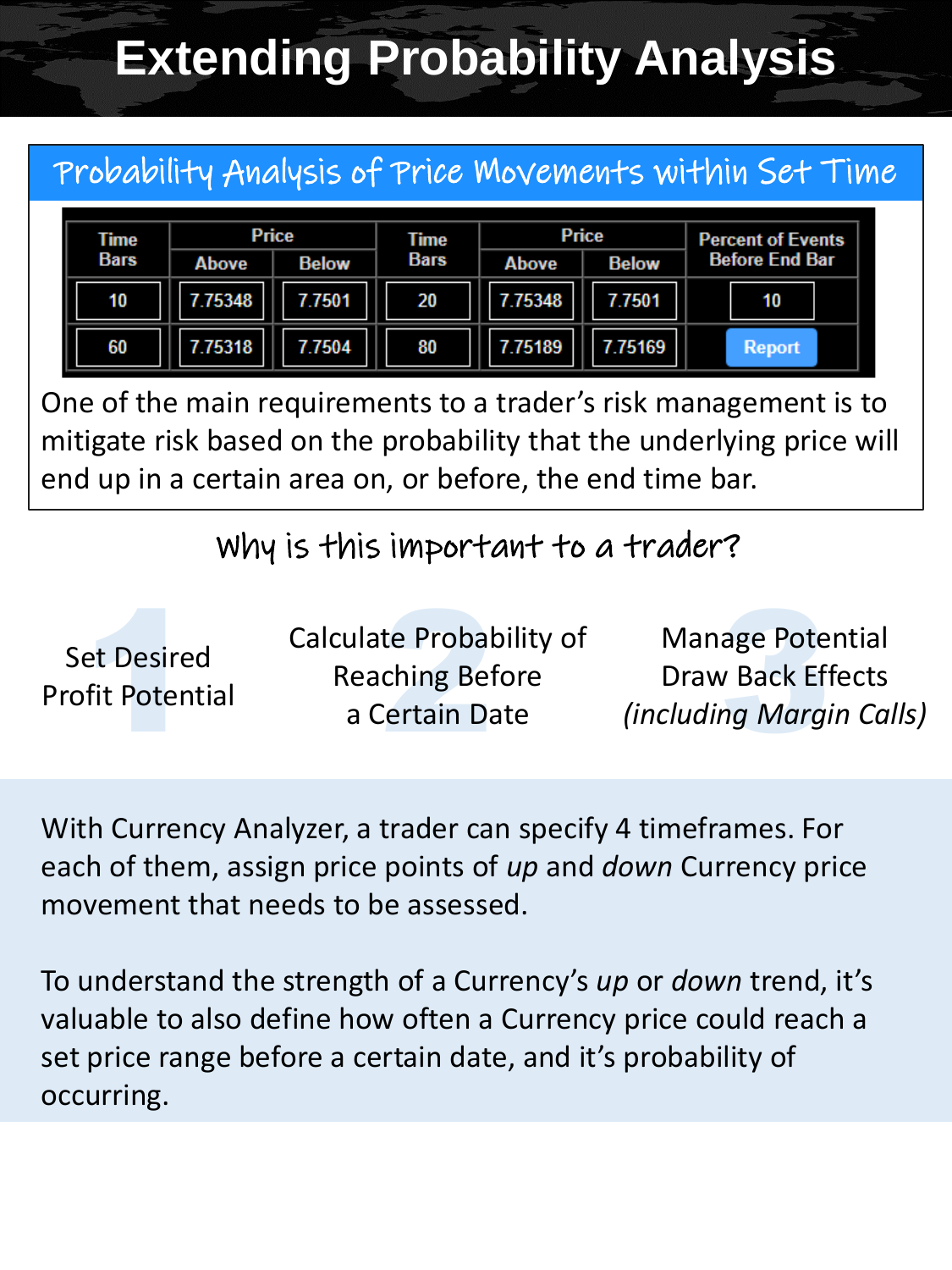# Extending Probability Analysis

## Probability Analysis of Price Movements within Set Time

| Time Bars | Price | | Time Bars | Price | | Percent of Events Before End Bar |
|---|---|---|---|---|---|---|
| | Above | Below | | Above | Below | |
| 10 | 7.75348 | 7.7501 | 20 | 7.75348 | 7.7501 | 10 |
| 60 | 7.75318 | 7.7504 | 80 | 7.75189 | 7.75169 | Report |

One of the main requirements to a trader's risk management is to mitigate risk based on the probability that the underlying price will end up in a certain area on, or before, the end time bar.

### Why is this important to a trader?

1. Set Desired Profit Potential
2. Calculate Probability of Reaching Before a Certain Date
3. Manage Potential Draw Back Effects *(including Margin Calls)*

With Currency Analyzer, a trader can specify 4 timeframes. For each of them, assign price points of *up* and *down* Currency price movement that needs to be assessed.

To understand the strength of a Currency's *up* or *down* trend, it's valuable to also define how often a Currency price could reach a set price range before a certain date, and it's probability of occurring.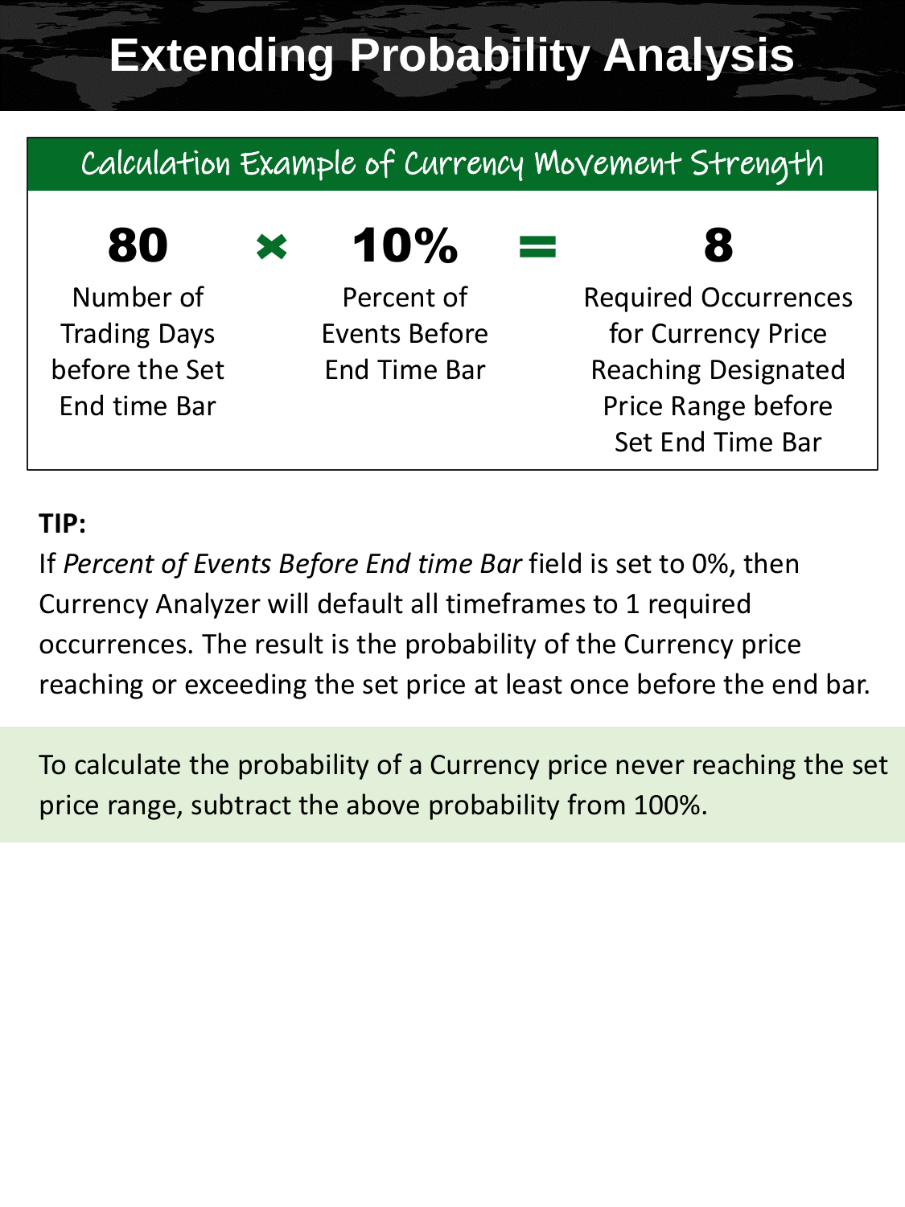# Extending Probability Analysis

## Calculation Example of Currency Movement Strength

| 80 | × | 10% | = | 8 |
|---|---|---|---|---|
| Number of Trading Days before the Set End time Bar | | Percent of Events Before End Time Bar | | Required Occurrences for Currency Price Reaching Designated Price Range before Set End Time Bar |

**TIP:**

If *Percent of Events Before End time Bar* field is set to 0%, then Currency Analyzer will default all timeframes to 1 required occurrences. The result is the probability of the Currency price reaching or exceeding the set price at least once before the end bar.

To calculate the probability of a Currency price never reaching the set price range, subtract the above probability from 100%.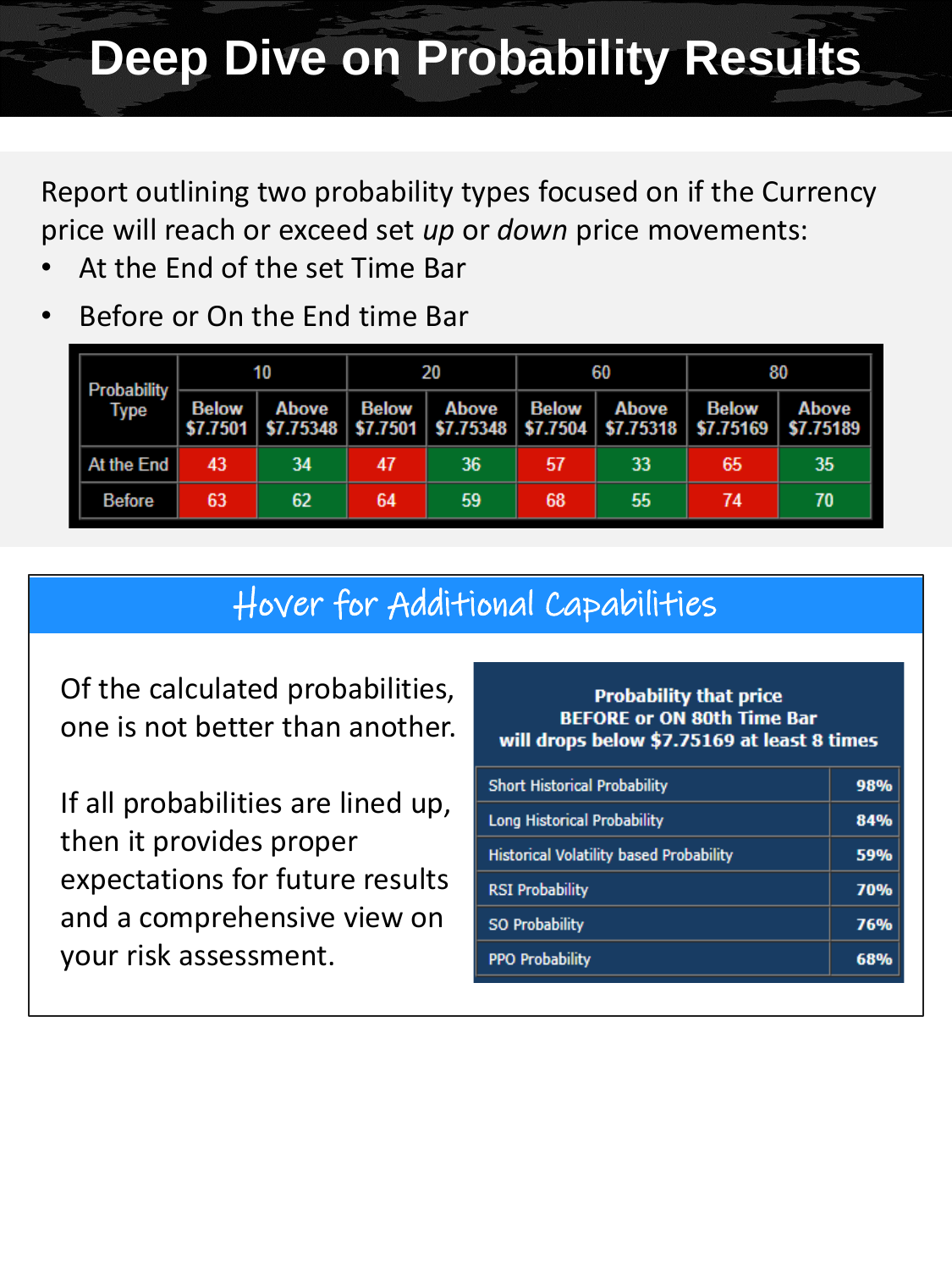# Deep Dive on Probability Results

Report outlining two probability types focused on if the Currency price will reach or exceed set *up* or *down* price movements:

- At the End of the set Time Bar
- Before or On the End time Bar

| Probability Type | 10 | | 20 | | 60 | | 80 | |
|---|---|---|---|---|---|---|---|---|
| | Below $7.7501 | Above $7.75348 | Below $7.7501 | Above $7.75348 | Below $7.7504 | Above $7.75318 | Below $7.75169 | Above $7.75189 |
| At the End | 43 | 34 | 47 | 36 | 57 | 33 | 65 | 35 |
| Before | 63 | 62 | 64 | 59 | 68 | 55 | 74 | 70 |

## Hover for Additional Capabilities

Of the calculated probabilities, one is not better than another.

If all probabilities are lined up, then it provides proper expectations for future results and a comprehensive view on your risk assessment.

| Probability that price BEFORE or ON 80th Time Bar will drops below $7.75169 at least 8 times | |
|---|---|
| Short Historical Probability | 98% |
| Long Historical Probability | 84% |
| Historical Volatility based Probability | 59% |
| RSI Probability | 70% |
| SO Probability | 76% |
| PPO Probability | 68% |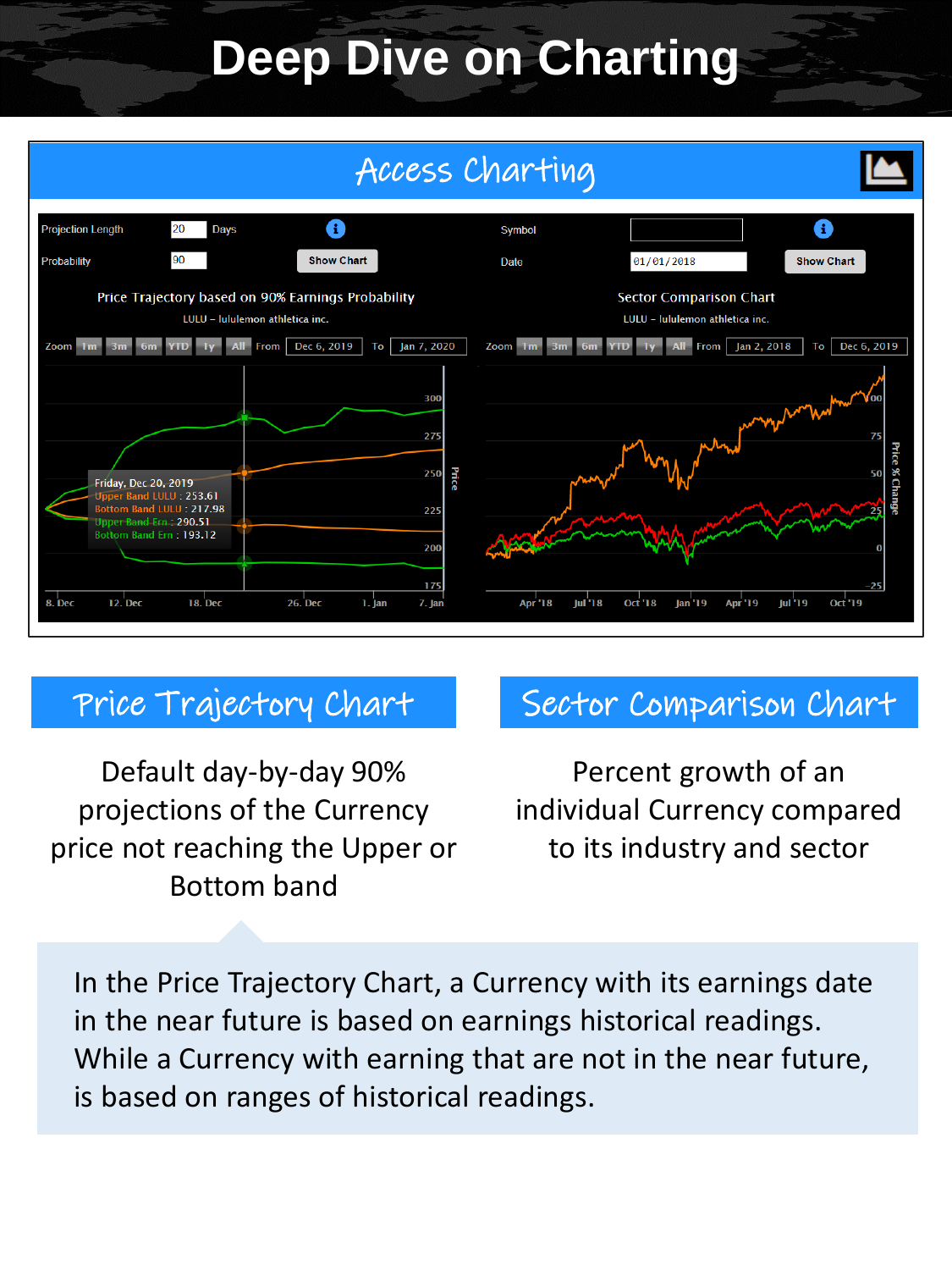# Deep Dive on Charting

## Access Charting

Projection Length 20 Days

Probability 90

Show Chart

Symbol

Date 01/01/2018

Show Chart

Price Trajectory based on 90% Earnings Probability

LULU – lululemon athletica inc.

Zoom 1m 3m 6m YTD 1y All From Dec 6, 2019 To Jan 7, 2020

Friday, Dec 20, 2019
Upper Band LULU : 253.61
Bottom Band LULU : 217.98
Upper Band Ern : 290.51
Bottom Band Ern : 193.12

Sector Comparison Chart

LULU – lululemon athletica inc.

Zoom 1m 3m 6m YTD 1y All From Jan 2, 2018 To Dec 6, 2019

## Price Trajectory Chart

Default day-by-day 90% projections of the Currency price not reaching the Upper or Bottom band

## Sector Comparison Chart

Percent growth of an individual Currency compared to its industry and sector

In the Price Trajectory Chart, a Currency with its earnings date in the near future is based on earnings historical readings. While a Currency with earning that are not in the near future, is based on ranges of historical readings.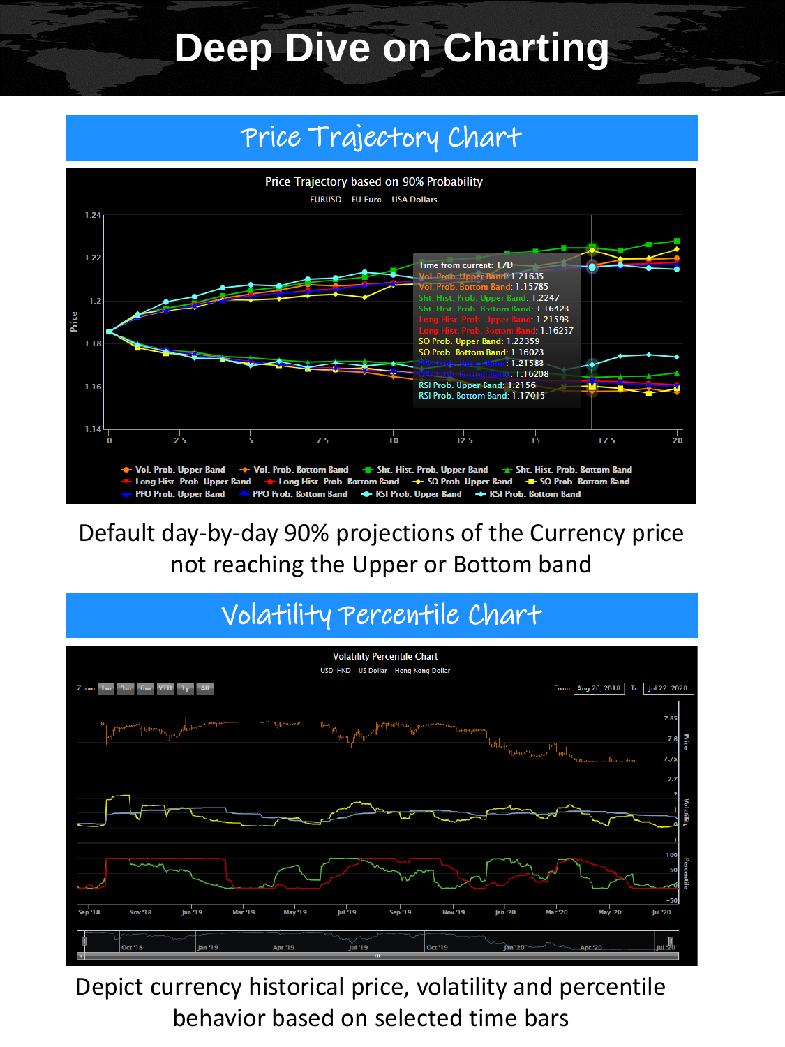# Deep Dive on Charting

## Price Trajectory Chart

Price Trajectory based on 90% Probability

EURUSD – EU Euro – USA Dollars

1.24
1.22
1.2
1.18
1.16
1.14

Price

0
2.5
5
7.5
10
12.5
15
17.5
20

Time from current: 17D
Vol. Prob. Upper Band: 1.21635
Vol. Prob. Bottom Band: 1.15785
Sht. Hist. Prob. Upper Band: 1.2247
Sht. Hist. Prob. Bottom Band: 1.16423
Long Hist. Prob. Upper Band: 1.21593
Long Hist. Prob. Bottom Band: 1.16257
SO Prob. Upper Band: 1.22359
SO Prob. Bottom Band: 1.16023
PPO Prob. Upper Band: 1.21583
PPO Prob. Bottom Band: 1.16208
RSI Prob. Upper Band: 1.2156
RSI Prob. Bottom Band: 1.17015

Vol. Prob. Upper Band
Vol. Prob. Bottom Band
Sht. Hist. Prob. Upper Band
Sht. Hist. Prob. Bottom Band
Long Hist. Prob. Upper Band
Long Hist. Prob. Bottom Band
SO Prob. Upper Band
SO Prob. Bottom Band
PPO Prob. Upper Band
PPO Prob. Bottom Band
RSI Prob. Upper Band
RSI Prob. Bottom Band

Default day-by-day 90% projections of the Currency price not reaching the Upper or Bottom band

## Volatility Percentile Chart

Volatility Percentile Chart

USD-HKD – US Dollar – Hong Kong Dollar

Zoom 1m 3m 6m YTD 1y All

From Aug 20, 2018 To Jul 22, 2020

Price: 7.85, 7.8, 7.75, 7.7

Volatility: 2, 1, 0, -1

Percentile: 100, 50, 0, -50

Sep '18 Nov '18 Jan '19 Mar '19 May '19 Jul '19 Sep '19 Nov '19 Jan '20 Mar '20 May '20 Jul '20

Oct '18 Jan '19 Apr '19 Jul '19 Oct '19 Jan '20 Apr '20 Jul '20

Depict currency historical price, volatility and percentile behavior based on selected time bars